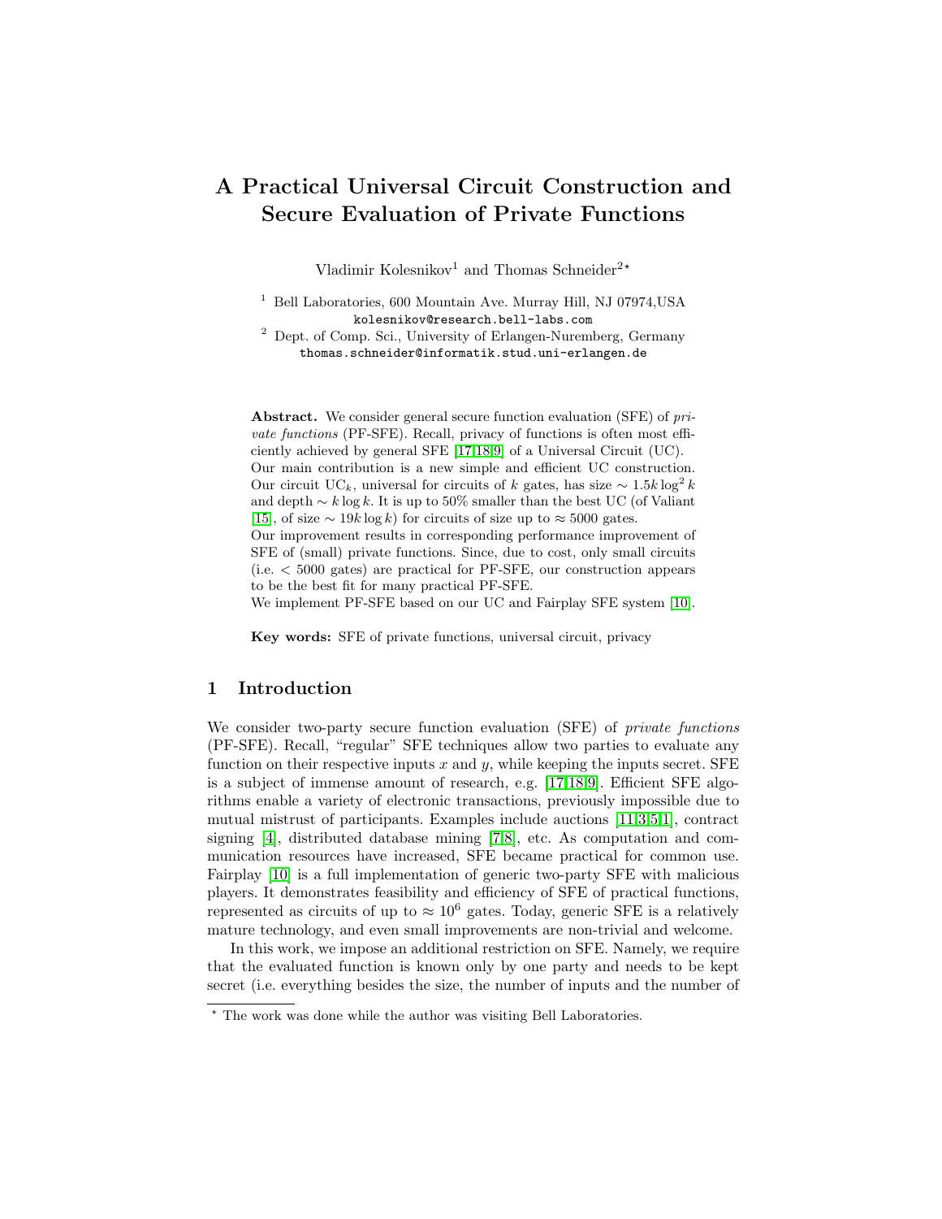# A Practical Universal Circuit Construction and Secure Evaluation of Private Functions

Vladimir Kolesnikov[1] and Thomas Schneider[2]*

[1] Bell Laboratories, 600 Mountain Ave. Murray Hill, NJ 07974,USA
kolesnikov@research.bell-labs.com

[2] Dept. of Comp. Sci., University of Erlangen-Nuremberg, Germany
thomas.schneider@informatik.stud.uni-erlangen.de

**Abstract.** We consider general secure function evaluation (SFE) of *private functions* (PF-SFE). Recall, privacy of functions is often most efficiently achieved by general SFE [17,18,9] of a Universal Circuit (UC). Our main contribution is a new simple and efficient UC construction. Our circuit $\text{UC}_k$, universal for circuits of $k$ gates, has size $\sim 1.5k \log^2 k$ and depth $\sim k \log k$. It is up to 50% smaller than the best UC (of Valiant [15], of size $\sim 19k \log k$) for circuits of size up to $\approx 5000$ gates. Our improvement results in corresponding performance improvement of SFE of (small) private functions. Since, due to cost, only small circuits (i.e. $< 5000$ gates) are practical for PF-SFE, our construction appears to be the best fit for many practical PF-SFE.
We implement PF-SFE based on our UC and Fairplay SFE system [10].

**Key words:** SFE of private functions, universal circuit, privacy

## 1 Introduction

We consider two-party secure function evaluation (SFE) of *private functions* (PF-SFE). Recall, "regular" SFE techniques allow two parties to evaluate any function on their respective inputs $x$ and $y$, while keeping the inputs secret. SFE is a subject of immense amount of research, e.g. [17,18,9]. Efficient SFE algorithms enable a variety of electronic transactions, previously impossible due to mutual mistrust of participants. Examples include auctions [11,3,5,1], contract signing [4], distributed database mining [7,8], etc. As computation and communication resources have increased, SFE became practical for common use. Fairplay [10] is a full implementation of generic two-party SFE with malicious players. It demonstrates feasibility and efficiency of SFE of practical functions, represented as circuits of up to $\approx 10^6$ gates. Today, generic SFE is a relatively mature technology, and even small improvements are non-trivial and welcome.

In this work, we impose an additional restriction on SFE. Namely, we require that the evaluated function is known only by one party and needs to be kept secret (i.e. everything besides the size, the number of inputs and the number of

* The work was done while the author was visiting Bell Laboratories.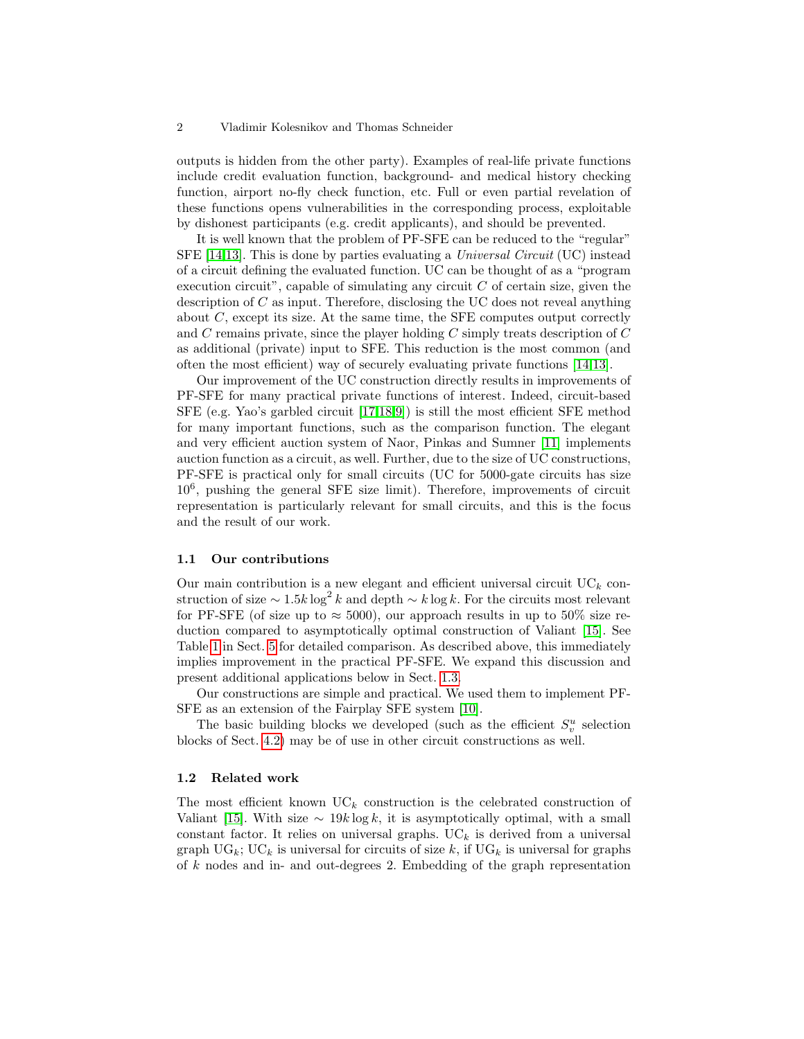outputs is hidden from the other party). Examples of real-life private functions include credit evaluation function, background- and medical history checking function, airport no-fly check function, etc. Full or even partial revelation of these functions opens vulnerabilities in the corresponding process, exploitable by dishonest participants (e.g. credit applicants), and should be prevented.

It is well known that the problem of PF-SFE can be reduced to the "regular" SFE [14,13]. This is done by parties evaluating a *Universal Circuit* (UC) instead of a circuit defining the evaluated function. UC can be thought of as a "program execution circuit", capable of simulating any circuit $C$ of certain size, given the description of $C$ as input. Therefore, disclosing the UC does not reveal anything about $C$, except its size. At the same time, the SFE computes output correctly and $C$ remains private, since the player holding $C$ simply treats description of $C$ as additional (private) input to SFE. This reduction is the most common (and often the most efficient) way of securely evaluating private functions [14,13].

Our improvement of the UC construction directly results in improvements of PF-SFE for many practical private functions of interest. Indeed, circuit-based SFE (e.g. Yao's garbled circuit [17,18,9]) is still the most efficient SFE method for many important functions, such as the comparison function. The elegant and very efficient auction system of Naor, Pinkas and Sumner [11] implements auction function as a circuit, as well. Further, due to the size of UC constructions, PF-SFE is practical only for small circuits (UC for 5000-gate circuits has size $10^6$, pushing the general SFE size limit). Therefore, improvements of circuit representation is particularly relevant for small circuits, and this is the focus and the result of our work.

### 1.1 Our contributions

Our main contribution is a new elegant and efficient universal circuit $\mathrm{UC}_k$ construction of size $\sim 1.5k\log^2 k$ and depth $\sim k\log k$. For the circuits most relevant for PF-SFE (of size up to $\approx 5000$), our approach results in up to 50% size reduction compared to asymptotically optimal construction of Valiant [15]. See Table 1 in Sect. 5 for detailed comparison. As described above, this immediately implies improvement in the practical PF-SFE. We expand this discussion and present additional applications below in Sect. 1.3.

Our constructions are simple and practical. We used them to implement PF-SFE as an extension of the Fairplay SFE system [10].

The basic building blocks we developed (such as the efficient $S_v^u$ selection blocks of Sect. 4.2) may be of use in other circuit constructions as well.

### 1.2 Related work

The most efficient known $\mathrm{UC}_k$ construction is the celebrated construction of Valiant [15]. With size $\sim 19k\log k$, it is asymptotically optimal, with a small constant factor. It relies on universal graphs. $\mathrm{UC}_k$ is derived from a universal graph $\mathrm{UG}_k$; $\mathrm{UC}_k$ is universal for circuits of size $k$, if $\mathrm{UG}_k$ is universal for graphs of $k$ nodes and in- and out-degrees 2. Embedding of the graph representation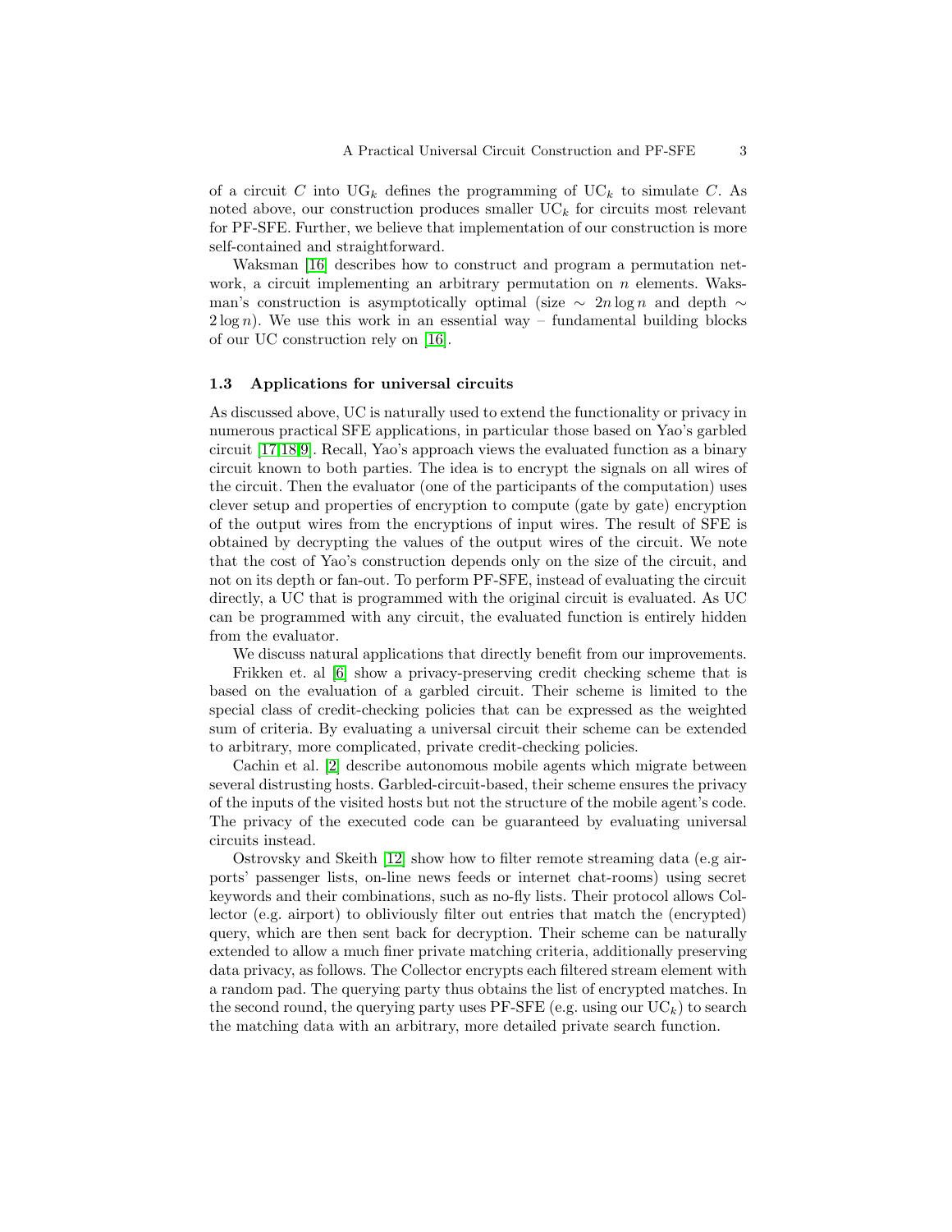of a circuit $C$ into $\mathrm{UG}_k$ defines the programming of $\mathrm{UC}_k$ to simulate $C$. As noted above, our construction produces smaller $\mathrm{UC}_k$ for circuits most relevant for PF-SFE. Further, we believe that implementation of our construction is more self-contained and straightforward.

Waksman [16] describes how to construct and program a permutation network, a circuit implementing an arbitrary permutation on $n$ elements. Waksman's construction is asymptotically optimal (size $\sim 2n \log n$ and depth $\sim 2 \log n$). We use this work in an essential way – fundamental building blocks of our UC construction rely on [16].

### 1.3 Applications for universal circuits

As discussed above, UC is naturally used to extend the functionality or privacy in numerous practical SFE applications, in particular those based on Yao's garbled circuit [17,18,9]. Recall, Yao's approach views the evaluated function as a binary circuit known to both parties. The idea is to encrypt the signals on all wires of the circuit. Then the evaluator (one of the participants of the computation) uses clever setup and properties of encryption to compute (gate by gate) encryption of the output wires from the encryptions of input wires. The result of SFE is obtained by decrypting the values of the output wires of the circuit. We note that the cost of Yao's construction depends only on the size of the circuit, and not on its depth or fan-out. To perform PF-SFE, instead of evaluating the circuit directly, a UC that is programmed with the original circuit is evaluated. As UC can be programmed with any circuit, the evaluated function is entirely hidden from the evaluator.

We discuss natural applications that directly benefit from our improvements.

Frikken et. al [6] show a privacy-preserving credit checking scheme that is based on the evaluation of a garbled circuit. Their scheme is limited to the special class of credit-checking policies that can be expressed as the weighted sum of criteria. By evaluating a universal circuit their scheme can be extended to arbitrary, more complicated, private credit-checking policies.

Cachin et al. [2] describe autonomous mobile agents which migrate between several distrusting hosts. Garbled-circuit-based, their scheme ensures the privacy of the inputs of the visited hosts but not the structure of the mobile agent's code. The privacy of the executed code can be guaranteed by evaluating universal circuits instead.

Ostrovsky and Skeith [12] show how to filter remote streaming data (e.g airports' passenger lists, on-line news feeds or internet chat-rooms) using secret keywords and their combinations, such as no-fly lists. Their protocol allows Collector (e.g. airport) to obliviously filter out entries that match the (encrypted) query, which are then sent back for decryption. Their scheme can be naturally extended to allow a much finer private matching criteria, additionally preserving data privacy, as follows. The Collector encrypts each filtered stream element with a random pad. The querying party thus obtains the list of encrypted matches. In the second round, the querying party uses PF-SFE (e.g. using our $\mathrm{UC}_k$) to search the matching data with an arbitrary, more detailed private search function.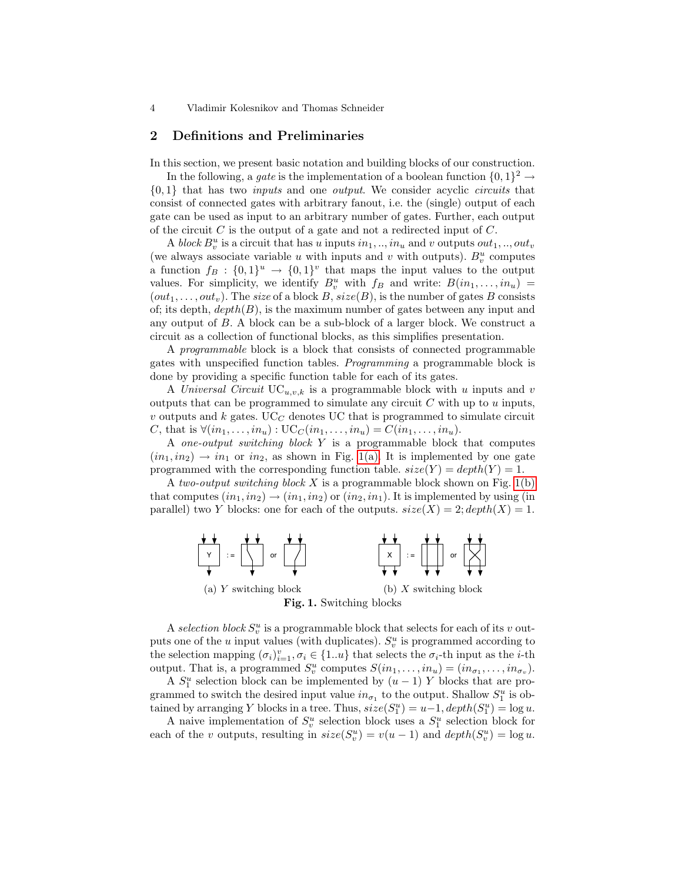## 2 Definitions and Preliminaries

In this section, we present basic notation and building blocks of our construction.

In the following, a *gate* is the implementation of a boolean function $\{0,1\}^2 \rightarrow \{0,1\}$ that has two *inputs* and one *output*. We consider acyclic *circuits* that consist of connected gates with arbitrary fanout, i.e. the (single) output of each gate can be used as input to an arbitrary number of gates. Further, each output of the circuit $C$ is the output of a gate and not a redirected input of $C$.

A *block* $B^u_v$ is a circuit that has $u$ inputs $in_1, .., in_u$ and $v$ outputs $out_1, .., out_v$ (we always associate variable $u$ with inputs and $v$ with outputs). $B^u_v$ computes a function $f_B : \{0,1\}^u \rightarrow \{0,1\}^v$ that maps the input values to the output values. For simplicity, we identify $B^u_v$ with $f_B$ and write: $B(in_1, \ldots, in_u) = (out_1, \ldots, out_v)$. The *size* of a block $B$, $size(B)$, is the number of gates $B$ consists of; its depth, $depth(B)$, is the maximum number of gates between any input and any output of $B$. A block can be a sub-block of a larger block. We construct a circuit as a collection of functional blocks, as this simplifies presentation.

A *programmable* block is a block that consists of connected programmable gates with unspecified function tables. *Programming* a programmable block is done by providing a specific function table for each of its gates.

A *Universal Circuit* $\text{UC}_{u,v,k}$ is a programmable block with $u$ inputs and $v$ outputs that can be programmed to simulate any circuit $C$ with up to $u$ inputs, $v$ outputs and $k$ gates. $\text{UC}_C$ denotes UC that is programmed to simulate circuit $C$, that is $\forall(in_1, \ldots, in_u) : \text{UC}_C(in_1, \ldots, in_u) = C(in_1, \ldots, in_u)$.

A *one-output switching block* $Y$ is a programmable block that computes $(in_1, in_2) \rightarrow in_1$ or $in_2$, as shown in Fig. 1(a). It is implemented by one gate programmed with the corresponding function table. $size(Y) = depth(Y) = 1$.

A *two-output switching block* $X$ is a programmable block shown on Fig. 1(b) that computes $(in_1, in_2) \rightarrow (in_1, in_2)$ or $(in_2, in_1)$. It is implemented by using (in parallel) two $Y$ blocks: one for each of the outputs. $size(X) = 2; depth(X) = 1$.

(a) $Y$ switching block (b) $X$ switching block

**Fig. 1.** Switching blocks

A *selection block* $S^u_v$ is a programmable block that selects for each of its $v$ outputs one of the $u$ input values (with duplicates). $S^u_v$ is programmed according to the selection mapping $(\sigma_i)^v_{i=1}, \sigma_i \in \{1..u\}$ that selects the $\sigma_i$-th input as the $i$-th output. That is, a programmed $S^u_v$ computes $S(in_1, \ldots, in_u) = (in_{\sigma_1}, \ldots, in_{\sigma_v})$.

A $S^u_1$ selection block can be implemented by $(u-1)$ $Y$ blocks that are programmed to switch the desired input value $in_{\sigma_1}$ to the output. Shallow $S^u_1$ is obtained by arranging $Y$ blocks in a tree. Thus, $size(S^u_1) = u-1, depth(S^u_1) = \log u$.

A naive implementation of $S^u_v$ selection block uses a $S^u_1$ selection block for each of the $v$ outputs, resulting in $size(S^u_v) = v(u-1)$ and $depth(S^u_v) = \log u$.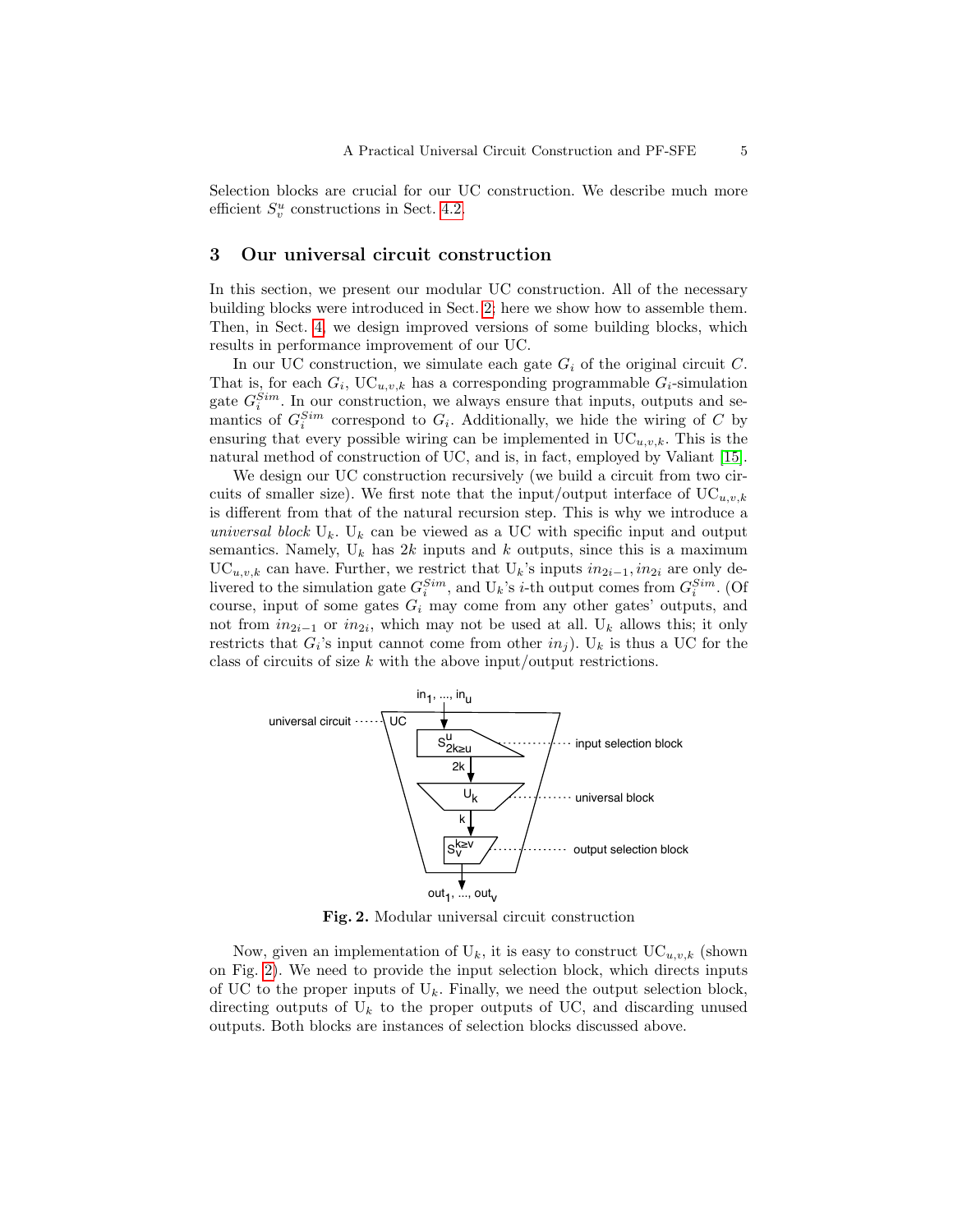Selection blocks are crucial for our UC construction. We describe much more efficient $S_v^u$ constructions in Sect. 4.2.

## 3 Our universal circuit construction

In this section, we present our modular UC construction. All of the necessary building blocks were introduced in Sect. 2; here we show how to assemble them. Then, in Sect. 4, we design improved versions of some building blocks, which results in performance improvement of our UC.

In our UC construction, we simulate each gate $G_i$ of the original circuit $C$. That is, for each $G_i$, $\mathrm{UC}_{u,v,k}$ has a corresponding programmable $G_i$-simulation gate $G_i^{Sim}$. In our construction, we always ensure that inputs, outputs and semantics of $G_i^{Sim}$ correspond to $G_i$. Additionally, we hide the wiring of $C$ by ensuring that every possible wiring can be implemented in $\mathrm{UC}_{u,v,k}$. This is the natural method of construction of UC, and is, in fact, employed by Valiant [15].

We design our UC construction recursively (we build a circuit from two circuits of smaller size). We first note that the input/output interface of $\mathrm{UC}_{u,v,k}$ is different from that of the natural recursion step. This is why we introduce a *universal block* $\mathrm{U}_k$. $\mathrm{U}_k$ can be viewed as a UC with specific input and output semantics. Namely, $\mathrm{U}_k$ has $2k$ inputs and $k$ outputs, since this is a maximum $\mathrm{UC}_{u,v,k}$ can have. Further, we restrict that $\mathrm{U}_k$'s inputs $in_{2i-1}, in_{2i}$ are only delivered to the simulation gate $G_i^{Sim}$, and $\mathrm{U}_k$'s $i$-th output comes from $G_i^{Sim}$. (Of course, input of some gates $G_i$ may come from any other gates' outputs, and not from $in_{2i-1}$ or $in_{2i}$, which may not be used at all. $\mathrm{U}_k$ allows this; it only restricts that $G_i$'s input cannot come from other $in_j$). $\mathrm{U}_k$ is thus a UC for the class of circuits of size $k$ with the above input/output restrictions.

**Fig. 2.** Modular universal circuit construction

Now, given an implementation of $\mathrm{U}_k$, it is easy to construct $\mathrm{UC}_{u,v,k}$ (shown on Fig. 2). We need to provide the input selection block, which directs inputs of UC to the proper inputs of $\mathrm{U}_k$. Finally, we need the output selection block, directing outputs of $\mathrm{U}_k$ to the proper outputs of UC, and discarding unused outputs. Both blocks are instances of selection blocks discussed above.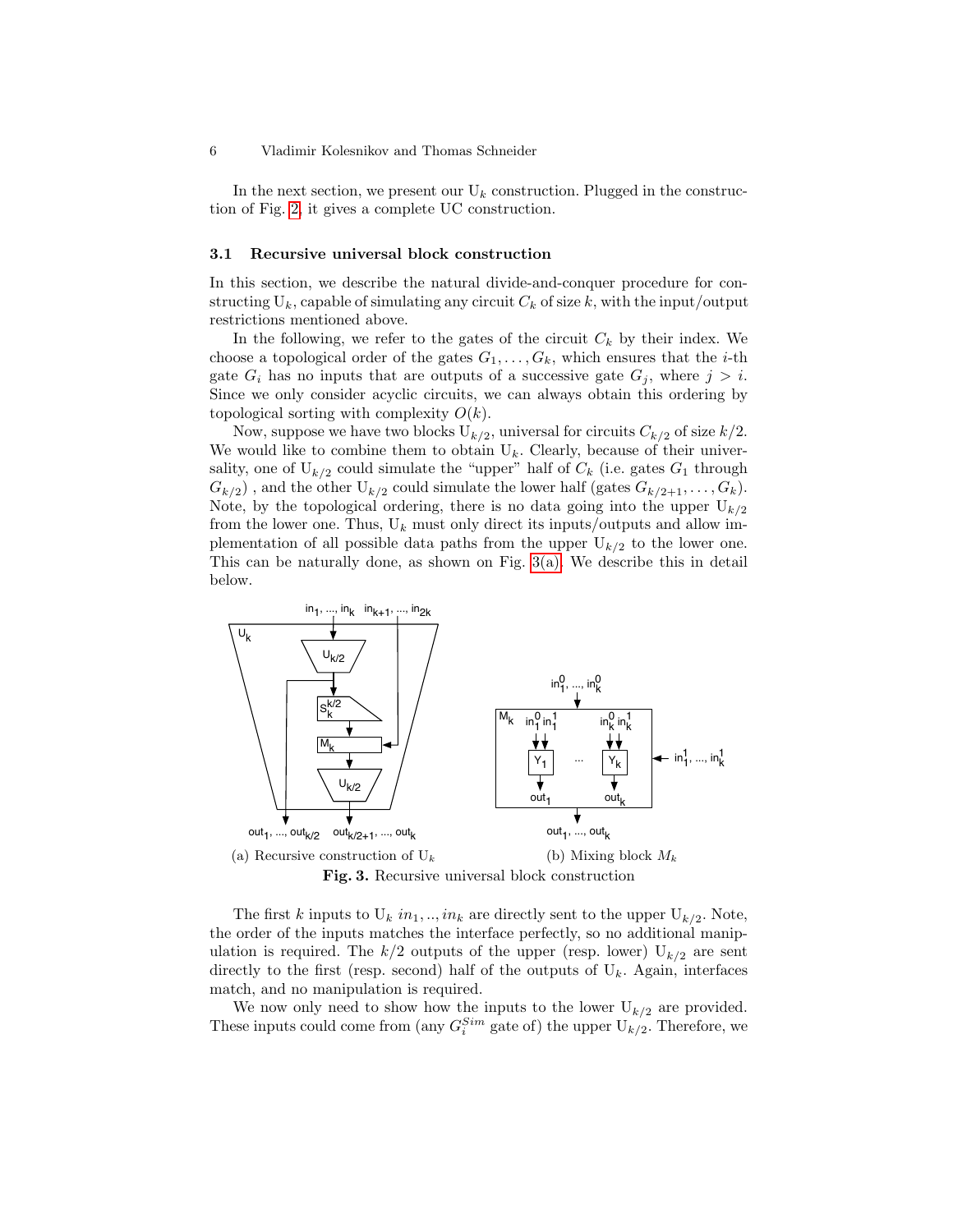In the next section, we present our $\mathrm{U}_k$ construction. Plugged in the construction of Fig. 2, it gives a complete UC construction.

### 3.1 Recursive universal block construction

In this section, we describe the natural divide-and-conquer procedure for constructing $\mathrm{U}_k$, capable of simulating any circuit $C_k$ of size $k$, with the input/output restrictions mentioned above.

In the following, we refer to the gates of the circuit $C_k$ by their index. We choose a topological order of the gates $G_1, \ldots, G_k$, which ensures that the $i$-th gate $G_i$ has no inputs that are outputs of a successive gate $G_j$, where $j > i$. Since we only consider acyclic circuits, we can always obtain this ordering by topological sorting with complexity $O(k)$.

Now, suppose we have two blocks $\mathrm{U}_{k/2}$, universal for circuits $C_{k/2}$ of size $k/2$. We would like to combine them to obtain $\mathrm{U}_k$. Clearly, because of their universality, one of $\mathrm{U}_{k/2}$ could simulate the "upper" half of $C_k$ (i.e. gates $G_1$ through $G_{k/2}$) , and the other $\mathrm{U}_{k/2}$ could simulate the lower half (gates $G_{k/2+1}, \ldots, G_k$). Note, by the topological ordering, there is no data going into the upper $\mathrm{U}_{k/2}$ from the lower one. Thus, $\mathrm{U}_k$ must only direct its inputs/outputs and allow implementation of all possible data paths from the upper $\mathrm{U}_{k/2}$ to the lower one. This can be naturally done, as shown on Fig. 3(a). We describe this in detail below.

(a) Recursive construction of $\mathrm{U}_k$ (b) Mixing block $M_k$

**Fig. 3.** Recursive universal block construction

The first $k$ inputs to $\mathrm{U}_k$ $in_1, .., in_k$ are directly sent to the upper $\mathrm{U}_{k/2}$. Note, the order of the inputs matches the interface perfectly, so no additional manipulation is required. The $k/2$ outputs of the upper (resp. lower) $\mathrm{U}_{k/2}$ are sent directly to the first (resp. second) half of the outputs of $\mathrm{U}_k$. Again, interfaces match, and no manipulation is required.

We now only need to show how the inputs to the lower $\mathrm{U}_{k/2}$ are provided. These inputs could come from (any $G_i^{Sim}$ gate of) the upper $\mathrm{U}_{k/2}$. Therefore, we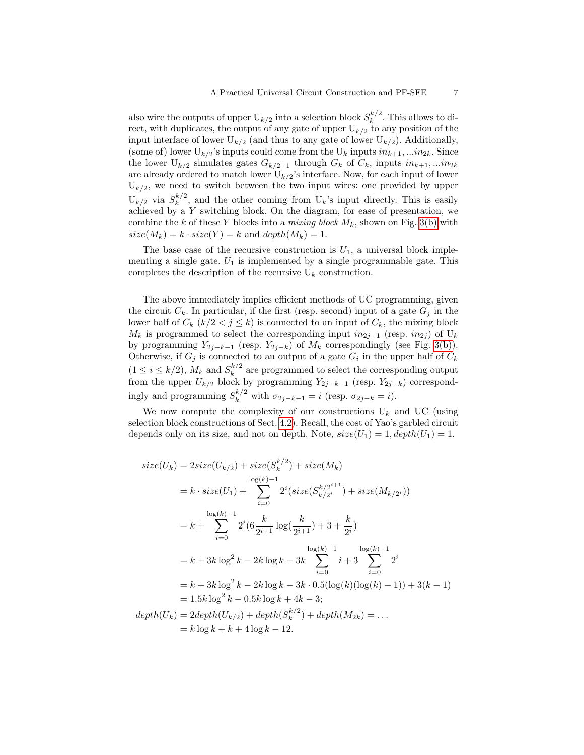also wire the outputs of upper $\mathrm{U}_{k/2}$ into a selection block $S_k^{k/2}$. This allows to direct, with duplicates, the output of any gate of upper $\mathrm{U}_{k/2}$ to any position of the input interface of lower $\mathrm{U}_{k/2}$ (and thus to any gate of lower $\mathrm{U}_{k/2}$). Additionally, (some of) lower $\mathrm{U}_{k/2}$'s inputs could come from the $\mathrm{U}_k$ inputs $in_{k+1}, ...in_{2k}$. Since the lower $\mathrm{U}_{k/2}$ simulates gates $G_{k/2+1}$ through $G_k$ of $C_k$, inputs $in_{k+1}, ...in_{2k}$ are already ordered to match lower $\mathrm{U}_{k/2}$'s interface. Now, for each input of lower $\mathrm{U}_{k/2}$, we need to switch between the two input wires: one provided by upper $\mathrm{U}_{k/2}$ via $S_k^{k/2}$, and the other coming from $\mathrm{U}_k$'s input directly. This is easily achieved by a $Y$ switching block. On the diagram, for ease of presentation, we combine the $k$ of these $Y$ blocks into a *mixing block* $M_k$, shown on Fig. 3(b) with $size(M_k) = k \cdot size(Y) = k$ and $depth(M_k) = 1$.

The base case of the recursive construction is $U_1$, a universal block implementing a single gate. $U_1$ is implemented by a single programmable gate. This completes the description of the recursive $\mathrm{U}_k$ construction.

The above immediately implies efficient methods of UC programming, given the circuit $C_k$. In particular, if the first (resp. second) input of a gate $G_j$ in the lower half of $C_k$ ($k/2 < j \le k$) is connected to an input of $C_k$, the mixing block $M_k$ is programmed to select the corresponding input $in_{2j-1}$ (resp. $in_{2j}$) of $\mathrm{U}_k$ by programming $Y_{2j-k-1}$ (resp. $Y_{2j-k}$) of $M_k$ correspondingly (see Fig. 3(b)). Otherwise, if $G_j$ is connected to an output of a gate $G_i$ in the upper half of $C_k$ ($1 \le i \le k/2$), $M_k$ and $S_k^{k/2}$ are programmed to select the corresponding output from the upper $U_{k/2}$ block by programming $Y_{2j-k-1}$ (resp. $Y_{2j-k}$) correspondingly and programming $S_k^{k/2}$ with $\sigma_{2j-k-1} = i$ (resp. $\sigma_{2j-k} = i$).

We now compute the complexity of our constructions $\mathrm{U}_k$ and UC (using selection block constructions of Sect. 4.2). Recall, the cost of Yao's garbled circuit depends only on its size, and not on depth. Note, $size(U_1) = 1, depth(U_1) = 1$.

$$
\begin{aligned}
size(U_k) &= 2size(U_{k/2}) + size(S_k^{k/2}) + size(M_k) \\
&= k \cdot size(U_1) + \sum_{i=0}^{\log(k)-1} 2^i (size(S_{k/2^i}^{k/2^{i+1}}) + size(M_{k/2^i})) \\
&= k + \sum_{i=0}^{\log(k)-1} 2^i (6\frac{k}{2^{i+1}} \log(\frac{k}{2^{i+1}}) + 3 + \frac{k}{2^i}) \\
&= k + 3k\log^2 k - 2k\log k - 3k \sum_{i=0}^{\log(k)-1} i + 3 \sum_{i=0}^{\log(k)-1} 2^i \\
&= k + 3k\log^2 k - 2k\log k - 3k \cdot 0.5(\log(k)(\log(k) - 1)) + 3(k-1) \\
&= 1.5k\log^2 k - 0.5k\log k + 4k - 3; \\
depth(U_k) &= 2depth(U_{k/2}) + depth(S_k^{k/2}) + depth(M_{2k}) = \dots \\
&= k\log k + k + 4\log k - 12.
\end{aligned}
$$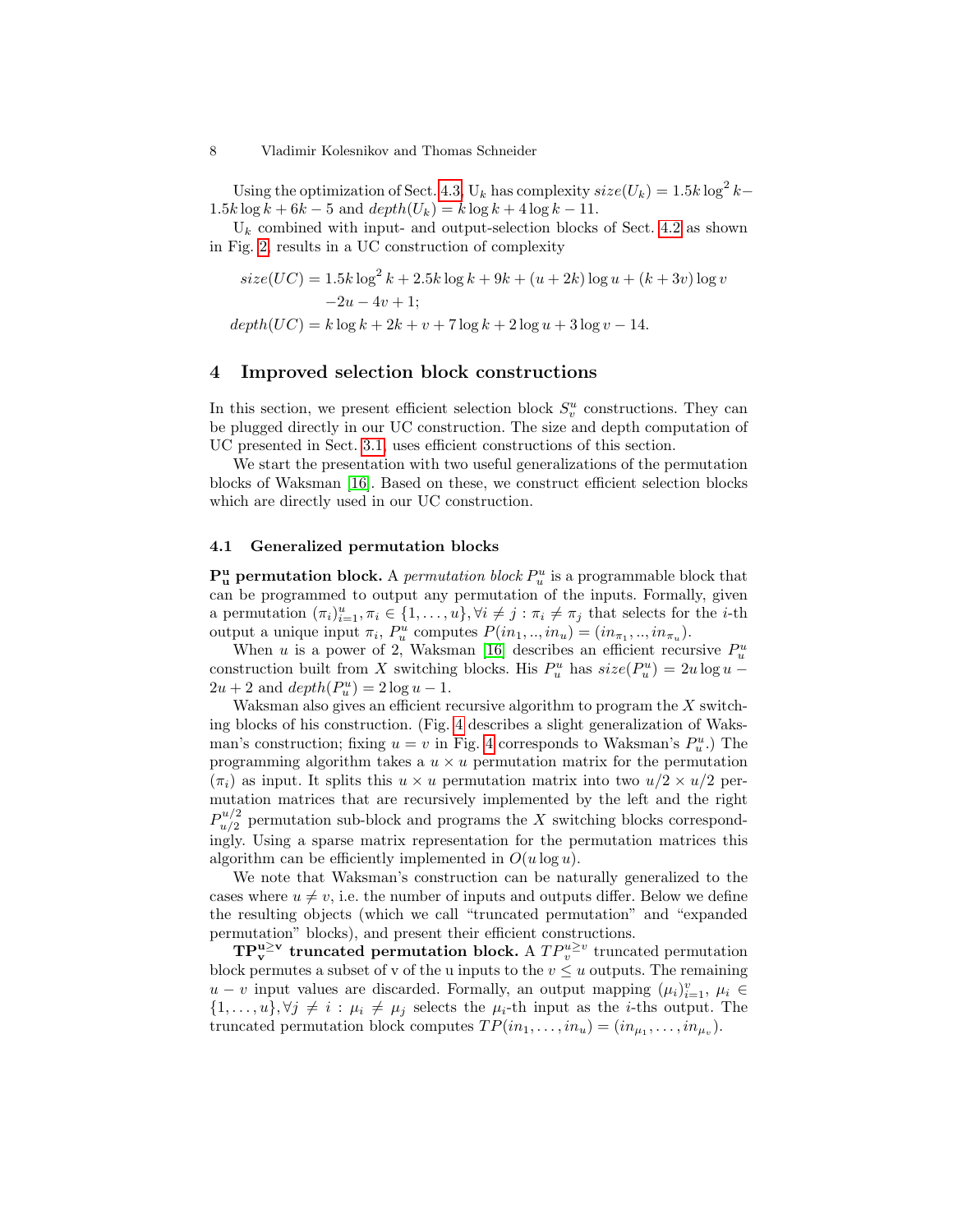Using the optimization of Sect. 4.3, $\mathrm{U}_k$ has complexity $size(U_k) = 1.5k\log^2 k - 1.5k\log k + 6k - 5$ and $depth(U_k) = k\log k + 4\log k - 11$.

$\mathrm{U}_k$ combined with input- and output-selection blocks of Sect. 4.2 as shown in Fig. 2, results in a UC construction of complexity

$$
\begin{aligned}
size(UC) &= 1.5k\log^2 k + 2.5k\log k + 9k + (u+2k)\log u + (k+3v)\log v \\
&\quad -2u - 4v + 1; \\
depth(UC) &= k\log k + 2k + v + 7\log k + 2\log u + 3\log v - 14.
\end{aligned}
$$

## 4 Improved selection block constructions

In this section, we present efficient selection block $S_v^u$ constructions. They can be plugged directly in our UC construction. The size and depth computation of UC presented in Sect. 3.1, uses efficient constructions of this section.

We start the presentation with two useful generalizations of the permutation blocks of Waksman [16]. Based on these, we construct efficient selection blocks which are directly used in our UC construction.

### 4.1 Generalized permutation blocks

**$\mathbf{P_u^u}$ permutation block.** A *permutation block* $P_u^u$ is a programmable block that can be programmed to output any permutation of the inputs. Formally, given a permutation $(\pi_i)_{i=1}^u, \pi_i \in \{1, \ldots, u\}, \forall i \neq j : \pi_i \neq \pi_j$ that selects for the $i$-th output a unique input $\pi_i$, $P_u^u$ computes $P(in_1, .., in_u) = (in_{\pi_1}, .., in_{\pi_u})$.

When $u$ is a power of 2, Waksman [16] describes an efficient recursive $P_u^u$ construction built from $X$ switching blocks. His $P_u^u$ has $size(P_u^u) = 2u\log u - 2u + 2$ and $depth(P_u^u) = 2\log u - 1$.

Waksman also gives an efficient recursive algorithm to program the $X$ switching blocks of his construction. (Fig. 4 describes a slight generalization of Waksman's construction; fixing $u = v$ in Fig. 4 corresponds to Waksman's $P_u^u$.) The programming algorithm takes a $u \times u$ permutation matrix for the permutation $(\pi_i)$ as input. It splits this $u \times u$ permutation matrix into two $u/2 \times u/2$ permutation matrices that are recursively implemented by the left and the right $P_{u/2}^{u/2}$ permutation sub-block and programs the $X$ switching blocks correspondingly. Using a sparse matrix representation for the permutation matrices this algorithm can be efficiently implemented in $O(u \log u)$.

We note that Waksman's construction can be naturally generalized to the cases where $u \neq v$, i.e. the number of inputs and outputs differ. Below we define the resulting objects (which we call "truncated permutation" and "expanded permutation" blocks), and present their efficient constructions.

**$\mathbf{TP_v^{u \geq v}}$ truncated permutation block.** A $TP_v^{u \geq v}$ truncated permutation block permutes a subset of v of the u inputs to the $v \leq u$ outputs. The remaining $u - v$ input values are discarded. Formally, an output mapping $(\mu_i)_{i=1}^v$, $\mu_i \in \{1, \ldots, u\}, \forall j \neq i : \mu_i \neq \mu_j$ selects the $\mu_i$-th input as the $i$-ths output. The truncated permutation block computes $TP(in_1, \ldots, in_u) = (in_{\mu_1}, \ldots, in_{\mu_v})$.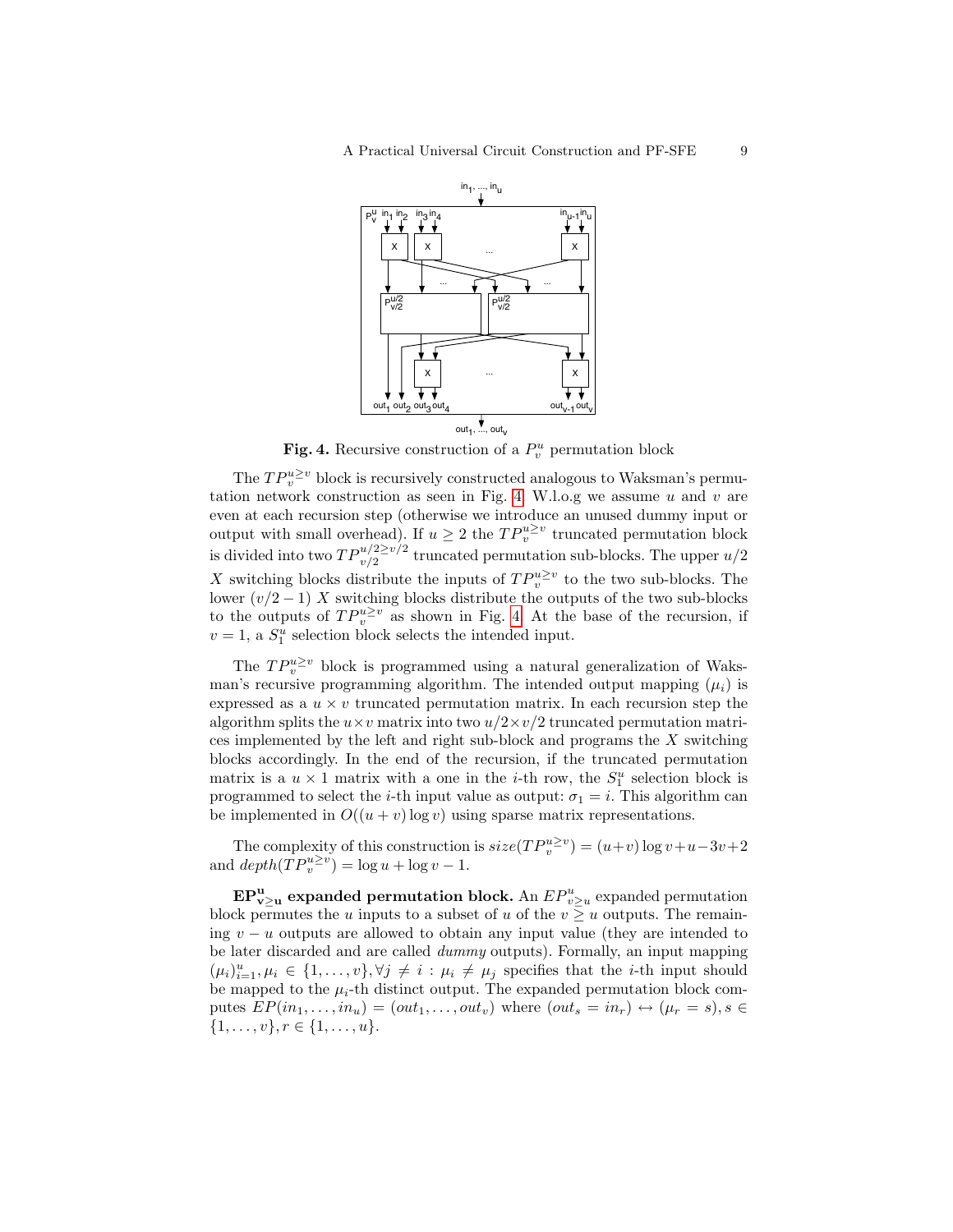**Fig. 4.** Recursive construction of a $P_v^u$ permutation block

The $TP_v^{u \geq v}$ block is recursively constructed analogous to Waksman's permutation network construction as seen in Fig. 4. W.l.o.g we assume $u$ and $v$ are even at each recursion step (otherwise we introduce an unused dummy input or output with small overhead). If $u \geq 2$ the $TP_v^{u \geq v}$ truncated permutation block is divided into two $TP_{v/2}^{u/2 \geq v/2}$ truncated permutation sub-blocks. The upper $u/2$ $X$ switching blocks distribute the inputs of $TP_v^{u \geq v}$ to the two sub-blocks. The lower $(v/2 - 1)$ $X$ switching blocks distribute the outputs of the two sub-blocks to the outputs of $TP_v^{u \geq v}$ as shown in Fig. 4. At the base of the recursion, if $v = 1$, a $S_1^u$ selection block selects the intended input.

The $TP_v^{u \geq v}$ block is programmed using a natural generalization of Waksman's recursive programming algorithm. The intended output mapping $(\mu_i)$ is expressed as a $u \times v$ truncated permutation matrix. In each recursion step the algorithm splits the $u \times v$ matrix into two $u/2 \times v/2$ truncated permutation matrices implemented by the left and right sub-block and programs the $X$ switching blocks accordingly. In the end of the recursion, if the truncated permutation matrix is a $u \times 1$ matrix with a one in the $i$-th row, the $S_1^u$ selection block is programmed to select the $i$-th input value as output: $\sigma_1 = i$. This algorithm can be implemented in $O((u + v) \log v)$ using sparse matrix representations.

The complexity of this construction is $size(TP_v^{u \geq v}) = (u+v) \log v + u - 3v + 2$ and $depth(TP_v^{u \geq v}) = \log u + \log v - 1$.

**$\mathbf{EP_{v \geq u}^{u}}$ expanded permutation block.** An $EP_{v \geq u}^{u}$ expanded permutation block permutes the $u$ inputs to a subset of $u$ of the $v \geq u$ outputs. The remaining $v - u$ outputs are allowed to obtain any input value (they are intended to be later discarded and are called *dummy* outputs). Formally, an input mapping $(\mu_i)_{i=1}^{u}, \mu_i \in \{1, \ldots, v\}, \forall j \neq i : \mu_i \neq \mu_j$ specifies that the $i$-th input should be mapped to the $\mu_i$-th distinct output. The expanded permutation block computes $EP(in_1, \ldots, in_u) = (out_1, \ldots, out_v)$ where $(out_s = in_r) \leftrightarrow (\mu_r = s), s \in \{1, \ldots, v\}, r \in \{1, \ldots, u\}$.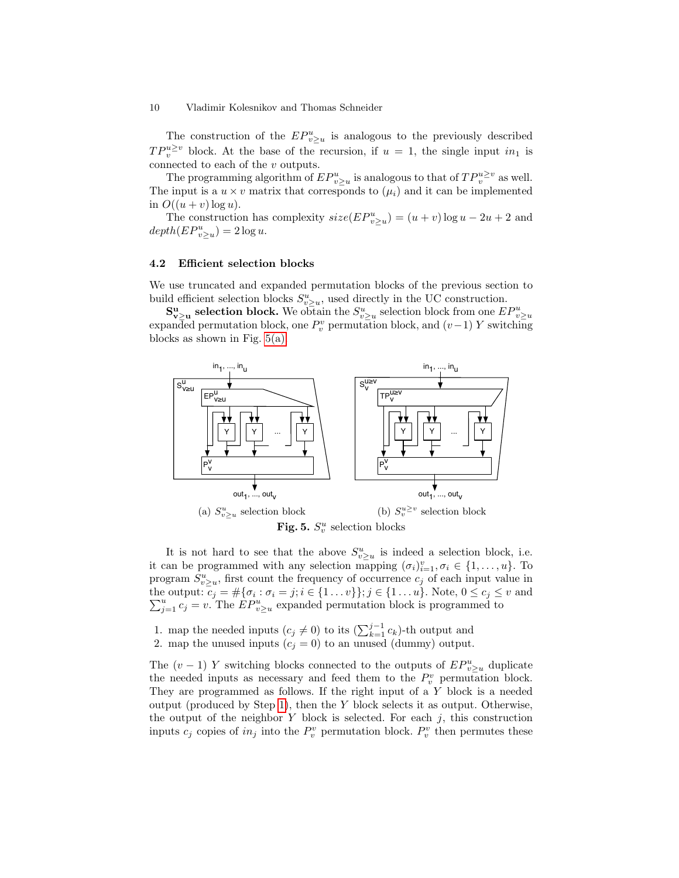The construction of the $EP^u_{v\geq u}$ is analogous to the previously described $TP^{u\geq v}_v$ block. At the base of the recursion, if $u = 1$, the single input $in_1$ is connected to each of the $v$ outputs.

The programming algorithm of $EP^u_{v\geq u}$ is analogous to that of $TP^{u\geq v}_v$ as well. The input is a $u \times v$ matrix that corresponds to $(\mu_i)$ and it can be implemented in $O((u + v)\log u)$.

The construction has complexity $size(EP^u_{v\geq u}) = (u + v)\log u - 2u + 2$ and $depth(EP^u_{v\geq u}) = 2\log u$.

### 4.2 Efficient selection blocks

We use truncated and expanded permutation blocks of the previous section to build efficient selection blocks $S^u_{v\geq u}$, used directly in the UC construction.

**$\mathbf{S^u_{v\geq u}}$ selection block.** We obtain the $S^u_{v\geq u}$ selection block from one $EP^u_{v\geq u}$ expanded permutation block, one $P^v_v$ permutation block, and $(v-1)$ $Y$ switching blocks as shown in Fig. 5(a).

(a) $S^u_{v\geq u}$ selection block (b) $S^{u\geq v}_v$ selection block

**Fig. 5.** $S^u_v$ selection blocks

It is not hard to see that the above $S^u_{v\geq u}$ is indeed a selection block, i.e. it can be programmed with any selection mapping $(\sigma_i)^v_{i=1}, \sigma_i \in \{1, \ldots, u\}$. To program $S^u_{v\geq u}$, first count the frequency of occurrence $c_j$ of each input value in the output: $c_j = \#\{\sigma_i : \sigma_i = j; i \in \{1 \ldots v\}\}; j \in \{1 \ldots u\}$. Note, $0 \leq c_j \leq v$ and $\sum_{j=1}^{u} c_j = v$. The $EP^u_{v\geq u}$ expanded permutation block is programmed to

1. map the needed inputs ($c_j \neq 0$) to its $(\sum_{k=1}^{j-1} c_k)$-th output and
2. map the unused inputs ($c_j = 0$) to an unused (dummy) output.

The $(v-1)$ $Y$ switching blocks connected to the outputs of $EP^u_{v\geq u}$ duplicate the needed inputs as necessary and feed them to the $P^v_v$ permutation block. They are programmed as follows. If the right input of a $Y$ block is a needed output (produced by Step 1), then the $Y$ block selects it as output. Otherwise, the output of the neighbor $Y$ block is selected. For each $j$, this construction inputs $c_j$ copies of $in_j$ into the $P^v_v$ permutation block. $P^v_v$ then permutes these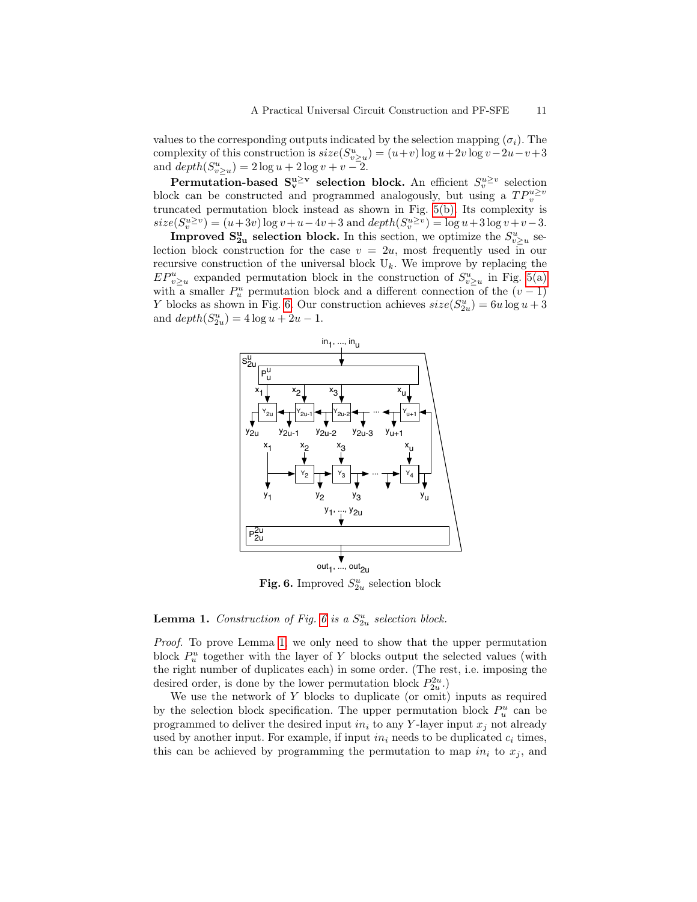values to the corresponding outputs indicated by the selection mapping ($\sigma_i$). The complexity of this construction is $size(S^u_{v\geq u}) = (u+v)\log u + 2v\log v - 2u - v + 3$ and $depth(S^u_{v\geq u}) = 2\log u + 2\log v + v - 2$.

**Permutation-based $\mathbf{S^{u\geq v}_v}$ selection block.** An efficient $S^{u\geq v}_v$ selection block can be constructed and programmed analogously, but using a $TP^{u\geq v}_v$ truncated permutation block instead as shown in Fig. 5(b). Its complexity is $size(S^{u\geq v}_v) = (u+3v)\log v + u - 4v + 3$ and $depth(S^{u\geq v}_v) = \log u + 3\log v + v - 3$.

**Improved $\mathbf{S^u_{2u}}$ selection block.** In this section, we optimize the $S^u_{v\geq u}$ selection block construction for the case $v = 2u$, most frequently used in our recursive construction of the universal block $\mathrm{U}_k$. We improve by replacing the $EP^u_{v\geq u}$ expanded permutation block in the construction of $S^u_{v\geq u}$ in Fig. 5(a) with a smaller $P^u_u$ permutation block and a different connection of the $(v-1)$ $Y$ blocks as shown in Fig. 6. Our construction achieves $size(S^u_{2u}) = 6u\log u + 3$ and $depth(S^u_{2u}) = 4\log u + 2u - 1$.

**Fig. 6.** Improved $S^u_{2u}$ selection block

**Lemma 1.** *Construction of Fig. 6 is a $S^u_{2u}$ selection block.*

*Proof.* To prove Lemma 1, we only need to show that the upper permutation block $P^u_u$ together with the layer of $Y$ blocks output the selected values (with the right number of duplicates each) in some order. (The rest, i.e. imposing the desired order, is done by the lower permutation block $P^{2u}_{2u}$.)

We use the network of $Y$ blocks to duplicate (or omit) inputs as required by the selection block specification. The upper permutation block $P^u_u$ can be programmed to deliver the desired input $in_i$ to any $Y$-layer input $x_j$ not already used by another input. For example, if input $in_i$ needs to be duplicated $c_i$ times, this can be achieved by programming the permutation to map $in_i$ to $x_j$, and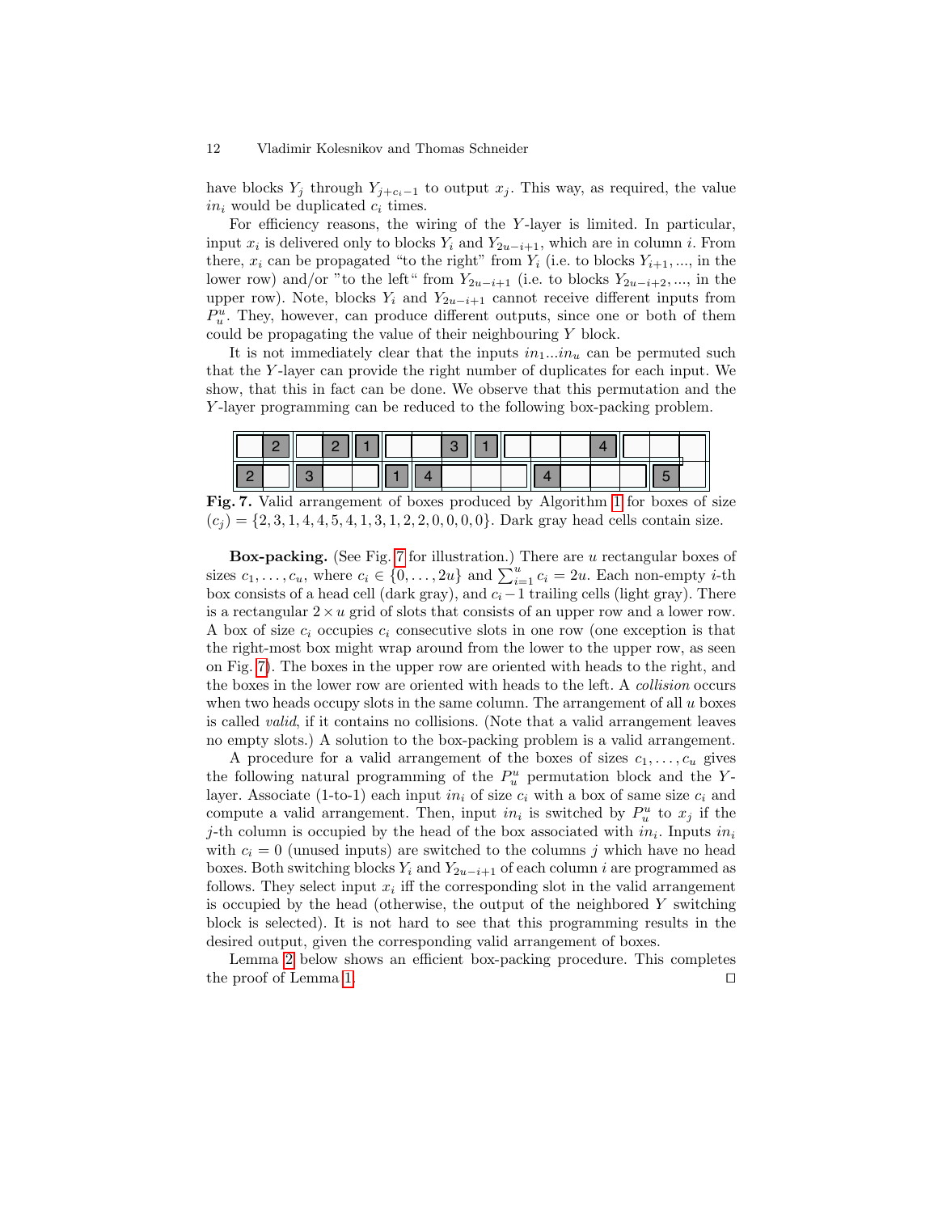have blocks $Y_j$ through $Y_{j+c_i-1}$ to output $x_j$. This way, as required, the value $in_i$ would be duplicated $c_i$ times.

For efficiency reasons, the wiring of the $Y$-layer is limited. In particular, input $x_i$ is delivered only to blocks $Y_i$ and $Y_{2u-i+1}$, which are in column $i$. From there, $x_i$ can be propagated "to the right" from $Y_i$ (i.e. to blocks $Y_{i+1}, ...,$ in the lower row) and/or "to the left" from $Y_{2u-i+1}$ (i.e. to blocks $Y_{2u-i+2}, ...,$ in the upper row). Note, blocks $Y_i$ and $Y_{2u-i+1}$ cannot receive different inputs from $P^u_u$. They, however, can produce different outputs, since one or both of them could be propagating the value of their neighbouring $Y$ block.

It is not immediately clear that the inputs $in_1 ... in_u$ can be permuted such that the $Y$-layer can provide the right number of duplicates for each input. We show, that this in fact can be done. We observe that this permutation and the $Y$-layer programming can be reduced to the following box-packing problem.

**Fig. 7.** Valid arrangement of boxes produced by Algorithm 1 for boxes of size $(c_j) = \{2, 3, 1, 4, 4, 5, 4, 1, 3, 1, 2, 2, 0, 0, 0, 0\}$. Dark gray head cells contain size.

**Box-packing.** (See Fig. 7 for illustration.) There are $u$ rectangular boxes of sizes $c_1, \ldots, c_u$, where $c_i \in \{0, \ldots, 2u\}$ and $\sum_{i=1}^{u} c_i = 2u$. Each non-empty $i$-th box consists of a head cell (dark gray), and $c_i - 1$ trailing cells (light gray). There is a rectangular $2 \times u$ grid of slots that consists of an upper row and a lower row. A box of size $c_i$ occupies $c_i$ consecutive slots in one row (one exception is that the right-most box might wrap around from the lower to the upper row, as seen on Fig. 7). The boxes in the upper row are oriented with heads to the right, and the boxes in the lower row are oriented with heads to the left. A *collision* occurs when two heads occupy slots in the same column. The arrangement of all $u$ boxes is called *valid*, if it contains no collisions. (Note that a valid arrangement leaves no empty slots.) A solution to the box-packing problem is a valid arrangement.

A procedure for a valid arrangement of the boxes of sizes $c_1, \ldots, c_u$ gives the following natural programming of the $P^u_u$ permutation block and the $Y$-layer. Associate (1-to-1) each input $in_i$ of size $c_i$ with a box of same size $c_i$ and compute a valid arrangement. Then, input $in_i$ is switched by $P^u_u$ to $x_j$ if the $j$-th column is occupied by the head of the box associated with $in_i$. Inputs $in_i$ with $c_i = 0$ (unused inputs) are switched to the columns $j$ which have no head boxes. Both switching blocks $Y_i$ and $Y_{2u-i+1}$ of each column $i$ are programmed as follows. They select input $x_i$ iff the corresponding slot in the valid arrangement is occupied by the head (otherwise, the output of the neighbored $Y$ switching block is selected). It is not hard to see that this programming results in the desired output, given the corresponding valid arrangement of boxes.

Lemma 2 below shows an efficient box-packing procedure. This completes the proof of Lemma 1. □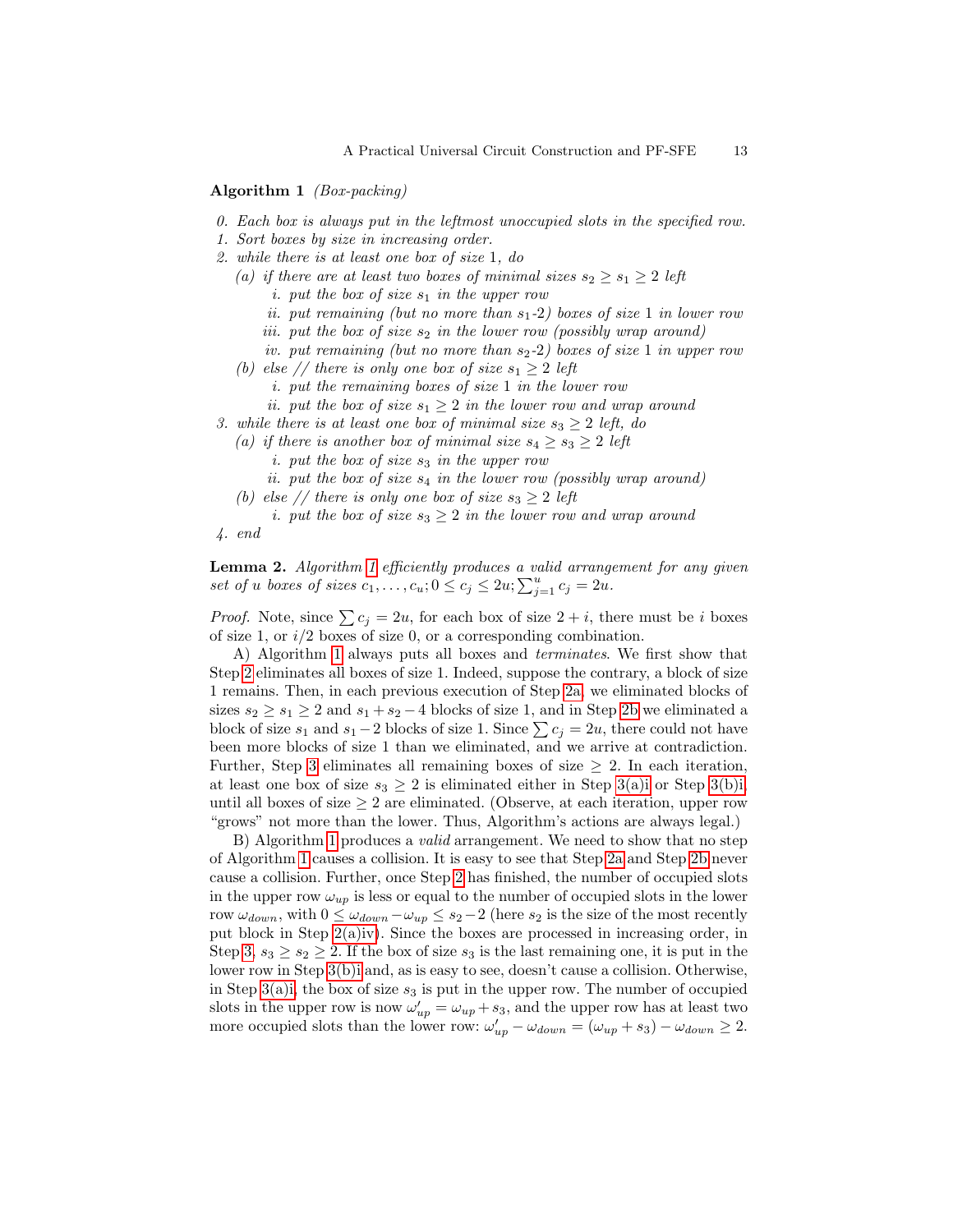**Algorithm 1** *(Box-packing)*

*0. Each box is always put in the leftmost unoccupied slots in the specified row.*

*1. Sort boxes by size in increasing order.*

*2. while there is at least one box of size* 1*, do*

- *(a) if there are at least two boxes of minimal sizes $s_2 \geq s_1 \geq 2$ left*
  - *i. put the box of size $s_1$ in the upper row*
  - *ii. put remaining (but no more than $s_1$-2) boxes of size* 1 *in lower row*
  - *iii. put the box of size $s_2$ in the lower row (possibly wrap around)*
  - *iv. put remaining (but no more than $s_2$-2) boxes of size* 1 *in upper row*
- *(b) else // there is only one box of size $s_1 \geq 2$ left*
  - *i. put the remaining boxes of size* 1 *in the lower row*
  - *ii. put the box of size $s_1 \geq 2$ in the lower row and wrap around*

*3. while there is at least one box of minimal size $s_3 \geq 2$ left, do*

- *(a) if there is another box of minimal size $s_4 \geq s_3 \geq 2$ left*
  - *i. put the box of size $s_3$ in the upper row*
  - *ii. put the box of size $s_4$ in the lower row (possibly wrap around)*
- *(b) else // there is only one box of size $s_3 \geq 2$ left*
  - *i. put the box of size $s_3 \geq 2$ in the lower row and wrap around*

*4. end*

**Lemma 2.** *Algorithm 1 efficiently produces a valid arrangement for any given set of $u$ boxes of sizes $c_1, \ldots, c_u; 0 \leq c_j \leq 2u; \sum_{j=1}^{u} c_j = 2u$.*

*Proof.* Note, since $\sum c_j = 2u$, for each box of size $2+i$, there must be $i$ boxes of size 1, or $i/2$ boxes of size 0, or a corresponding combination.

A) Algorithm 1 always puts all boxes and *terminates*. We first show that Step 2 eliminates all boxes of size 1. Indeed, suppose the contrary, a block of size 1 remains. Then, in each previous execution of Step 2a, we eliminated blocks of sizes $s_2 \geq s_1 \geq 2$ and $s_1 + s_2 - 4$ blocks of size 1, and in Step 2b we eliminated a block of size $s_1$ and $s_1 - 2$ blocks of size 1. Since $\sum c_j = 2u$, there could not have been more blocks of size 1 than we eliminated, and we arrive at contradiction. Further, Step 3 eliminates all remaining boxes of size $\geq 2$. In each iteration, at least one box of size $s_3 \geq 2$ is eliminated either in Step 3(a)i or Step 3(b)i, until all boxes of size $\geq 2$ are eliminated. (Observe, at each iteration, upper row "grows" not more than the lower. Thus, Algorithm's actions are always legal.)

B) Algorithm 1 produces a *valid* arrangement. We need to show that no step of Algorithm 1 causes a collision. It is easy to see that Step 2a and Step 2b never cause a collision. Further, once Step 2 has finished, the number of occupied slots in the upper row $\omega_{up}$ is less or equal to the number of occupied slots in the lower row $\omega_{down}$, with $0 \leq \omega_{down} - \omega_{up} \leq s_2 - 2$ (here $s_2$ is the size of the most recently put block in Step 2(a)iv). Since the boxes are processed in increasing order, in Step 3, $s_3 \geq s_2 \geq 2$. If the box of size $s_3$ is the last remaining one, it is put in the lower row in Step 3(b)i and, as is easy to see, doesn't cause a collision. Otherwise, in Step 3(a)i, the box of size $s_3$ is put in the upper row. The number of occupied slots in the upper row is now $\omega'_{up} = \omega_{up} + s_3$, and the upper row has at least two more occupied slots than the lower row: $\omega'_{up} - \omega_{down} = (\omega_{up} + s_3) - \omega_{down} \geq 2$.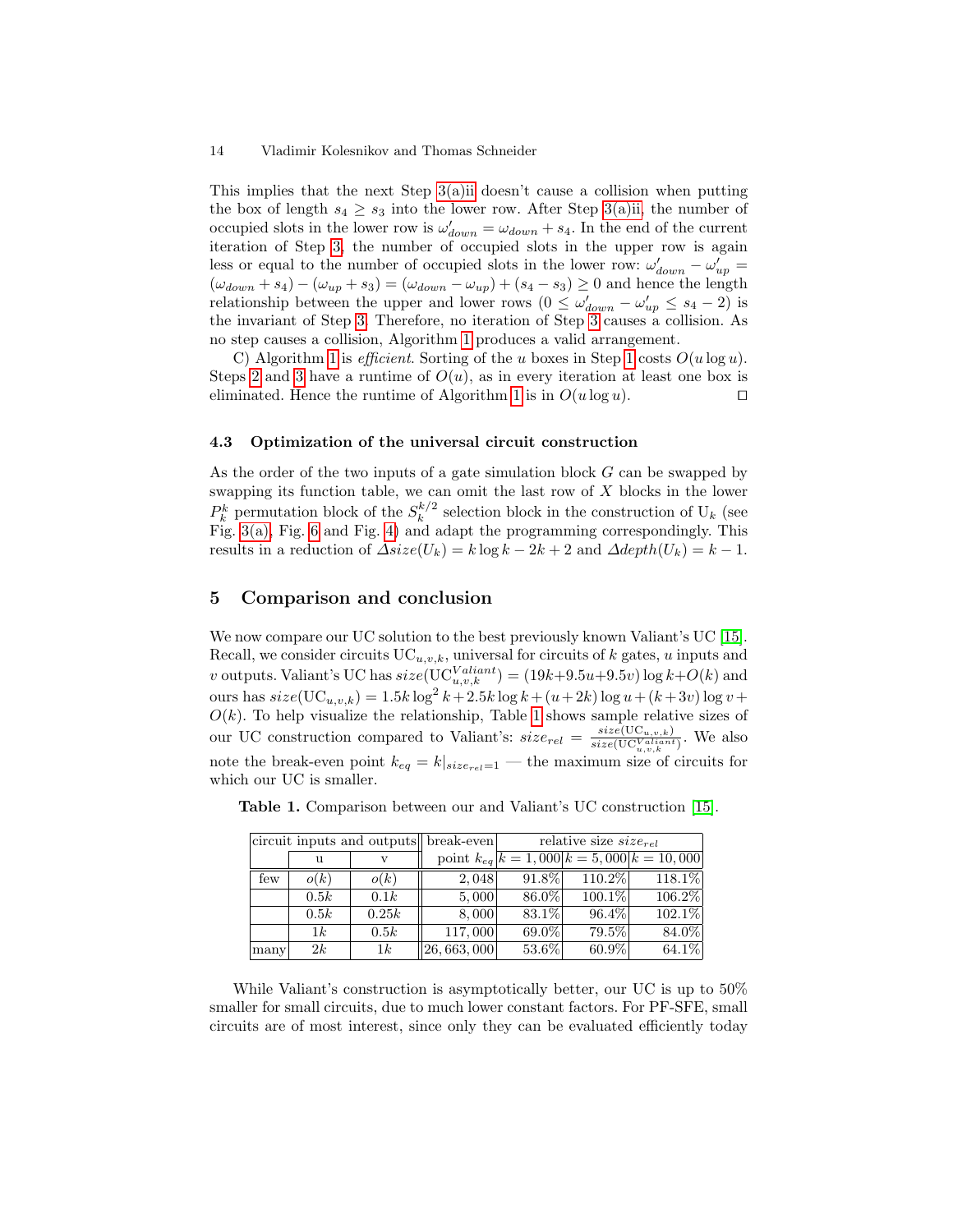This implies that the next Step 3(a)ii doesn't cause a collision when putting the box of length $s_4 \geq s_3$ into the lower row. After Step 3(a)ii, the number of occupied slots in the lower row is $\omega'_{down} = \omega_{down} + s_4$. In the end of the current iteration of Step 3, the number of occupied slots in the upper row is again less or equal to the number of occupied slots in the lower row: $\omega'_{down} - \omega'_{up} = (\omega_{down} + s_4) - (\omega_{up} + s_3) = (\omega_{down} - \omega_{up}) + (s_4 - s_3) \geq 0$ and hence the length relationship between the upper and lower rows ($0 \leq \omega'_{down} - \omega'_{up} \leq s_4 - 2$) is the invariant of Step 3. Therefore, no iteration of Step 3 causes a collision. As no step causes a collision, Algorithm 1 produces a valid arrangement.

C) Algorithm 1 is *efficient*. Sorting of the $u$ boxes in Step 1 costs $O(u \log u)$. Steps 2 and 3 have a runtime of $O(u)$, as in every iteration at least one box is eliminated. Hence the runtime of Algorithm 1 is in $O(u \log u)$. □

### 4.3 Optimization of the universal circuit construction

As the order of the two inputs of a gate simulation block $G$ can be swapped by swapping its function table, we can omit the last row of $X$ blocks in the lower $P^k_k$ permutation block of the $S^{k/2}_k$ selection block in the construction of $\mathrm{U}_k$ (see Fig. 3(a), Fig. 6 and Fig. 4) and adapt the programming correspondingly. This results in a reduction of $\Delta size(\mathrm{U}_k) = k \log k - 2k + 2$ and $\Delta depth(\mathrm{U}_k) = k - 1$.

## 5 Comparison and conclusion

We now compare our UC solution to the best previously known Valiant's UC [15]. Recall, we consider circuits $\mathrm{UC}_{u,v,k}$, universal for circuits of $k$ gates, $u$ inputs and $v$ outputs. Valiant's UC has $size(\mathrm{UC}^{Valiant}_{u,v,k}) = (19k + 9.5u + 9.5v) \log k + O(k)$ and ours has $size(\mathrm{UC}_{u,v,k}) = 1.5k \log^2 k + 2.5k \log k + (u + 2k) \log u + (k + 3v) \log v + O(k)$. To help visualize the relationship, Table 1 shows sample relative sizes of our UC construction compared to Valiant's: $size_{rel} = \frac{size(\mathrm{UC}_{u,v,k})}{size(\mathrm{UC}^{Valiant}_{u,v,k})}$. We also note the break-even point $k_{eq} = k|_{size_{rel}=1}$ — the maximum size of circuits for which our UC is smaller.

**Table 1.** Comparison between our and Valiant's UC construction [15].

| circuit inputs and outputs | | | break-even | relative size $size_{rel}$ | | |
|---|---|---|---|---|---|---|
| | u | v | point $k_{eq}$ | $k = 1,000$ | $k = 5,000$ | $k = 10,000$ |
| few | $o(k)$ | $o(k)$ | 2,048 | 91.8% | 110.2% | 118.1% |
| | $0.5k$ | $0.1k$ | 5,000 | 86.0% | 100.1% | 106.2% |
| | $0.5k$ | $0.25k$ | 8,000 | 83.1% | 96.4% | 102.1% |
| | $1k$ | $0.5k$ | 117,000 | 69.0% | 79.5% | 84.0% |
| many | $2k$ | $1k$ | 26,663,000 | 53.6% | 60.9% | 64.1% |

While Valiant's construction is asymptotically better, our UC is up to 50% smaller for small circuits, due to much lower constant factors. For PF-SFE, small circuits are of most interest, since only they can be evaluated efficiently today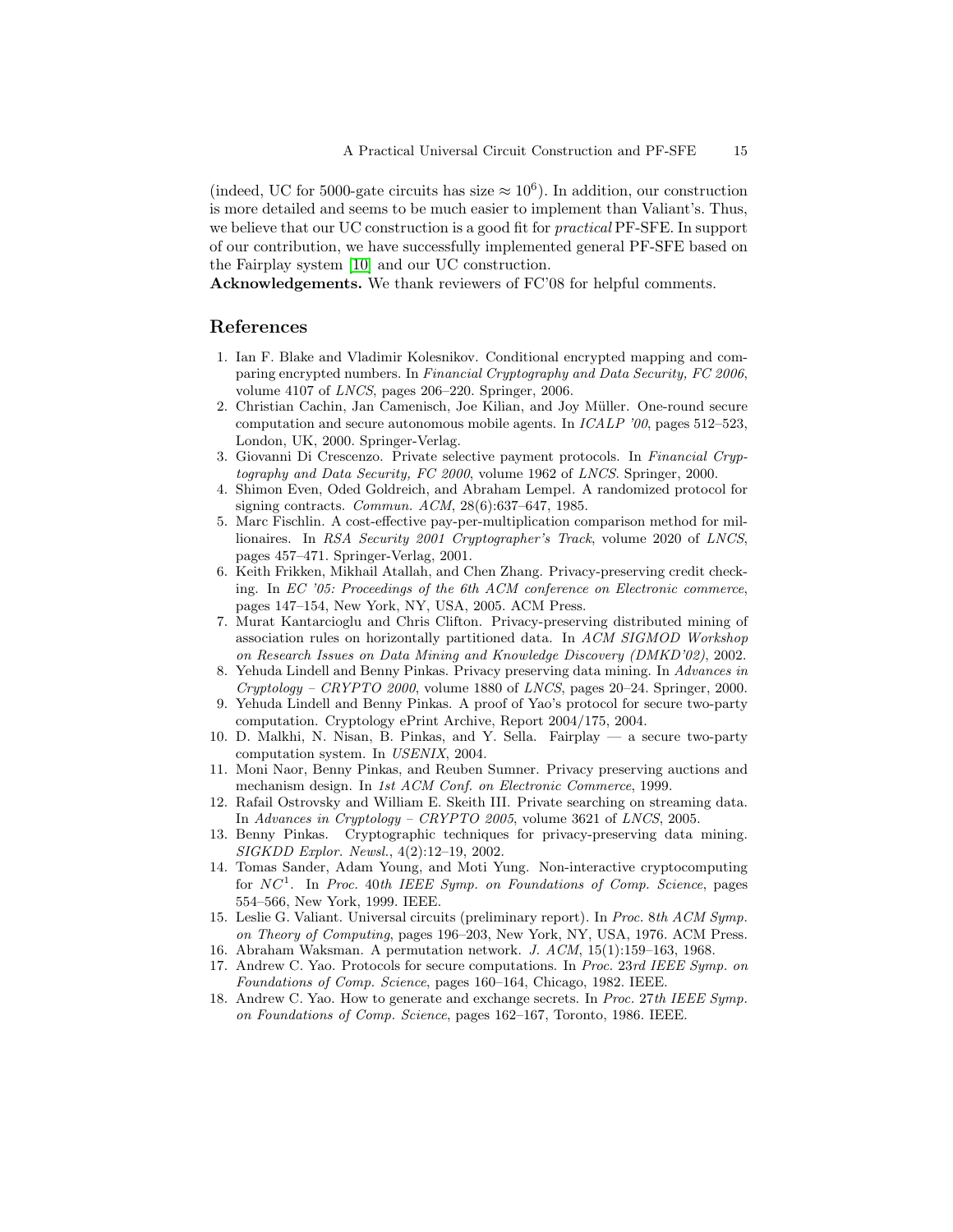(indeed, UC for 5000-gate circuits has size $\approx 10^6$). In addition, our construction is more detailed and seems to be much easier to implement than Valiant's. Thus, we believe that our UC construction is a good fit for *practical* PF-SFE. In support of our contribution, we have successfully implemented general PF-SFE based on the Fairplay system [10] and our UC construction.

**Acknowledgements.** We thank reviewers of FC'08 for helpful comments.

## References

1. Ian F. Blake and Vladimir Kolesnikov. Conditional encrypted mapping and comparing encrypted numbers. In *Financial Cryptography and Data Security, FC 2006*, volume 4107 of *LNCS*, pages 206–220. Springer, 2006.
2. Christian Cachin, Jan Camenisch, Joe Kilian, and Joy Müller. One-round secure computation and secure autonomous mobile agents. In *ICALP '00*, pages 512–523, London, UK, 2000. Springer-Verlag.
3. Giovanni Di Crescenzo. Private selective payment protocols. In *Financial Cryptography and Data Security, FC 2000*, volume 1962 of *LNCS*. Springer, 2000.
4. Shimon Even, Oded Goldreich, and Abraham Lempel. A randomized protocol for signing contracts. *Commun. ACM*, 28(6):637–647, 1985.
5. Marc Fischlin. A cost-effective pay-per-multiplication comparison method for millionaires. In *RSA Security 2001 Cryptographer's Track*, volume 2020 of *LNCS*, pages 457–471. Springer-Verlag, 2001.
6. Keith Frikken, Mikhail Atallah, and Chen Zhang. Privacy-preserving credit checking. In *EC '05: Proceedings of the 6th ACM conference on Electronic commerce*, pages 147–154, New York, NY, USA, 2005. ACM Press.
7. Murat Kantarcioglu and Chris Clifton. Privacy-preserving distributed mining of association rules on horizontally partitioned data. In *ACM SIGMOD Workshop on Research Issues on Data Mining and Knowledge Discovery (DMKD'02)*, 2002.
8. Yehuda Lindell and Benny Pinkas. Privacy preserving data mining. In *Advances in Cryptology – CRYPTO 2000*, volume 1880 of *LNCS*, pages 20–24. Springer, 2000.
9. Yehuda Lindell and Benny Pinkas. A proof of Yao's protocol for secure two-party computation. Cryptology ePrint Archive, Report 2004/175, 2004.
10. D. Malkhi, N. Nisan, B. Pinkas, and Y. Sella. Fairplay — a secure two-party computation system. In *USENIX*, 2004.
11. Moni Naor, Benny Pinkas, and Reuben Sumner. Privacy preserving auctions and mechanism design. In *1st ACM Conf. on Electronic Commerce*, 1999.
12. Rafail Ostrovsky and William E. Skeith III. Private searching on streaming data. In *Advances in Cryptology – CRYPTO 2005*, volume 3621 of *LNCS*, 2005.
13. Benny Pinkas. Cryptographic techniques for privacy-preserving data mining. *SIGKDD Explor. Newsl.*, 4(2):12–19, 2002.
14. Tomas Sander, Adam Young, and Moti Yung. Non-interactive cryptocomputing for $NC^1$. In *Proc. 40th IEEE Symp. on Foundations of Comp. Science*, pages 554–566, New York, 1999. IEEE.
15. Leslie G. Valiant. Universal circuits (preliminary report). In *Proc. 8th ACM Symp. on Theory of Computing*, pages 196–203, New York, NY, USA, 1976. ACM Press.
16. Abraham Waksman. A permutation network. *J. ACM*, 15(1):159–163, 1968.
17. Andrew C. Yao. Protocols for secure computations. In *Proc. 23rd IEEE Symp. on Foundations of Comp. Science*, pages 160–164, Chicago, 1982. IEEE.
18. Andrew C. Yao. How to generate and exchange secrets. In *Proc. 27th IEEE Symp. on Foundations of Comp. Science*, pages 162–167, Toronto, 1986. IEEE.